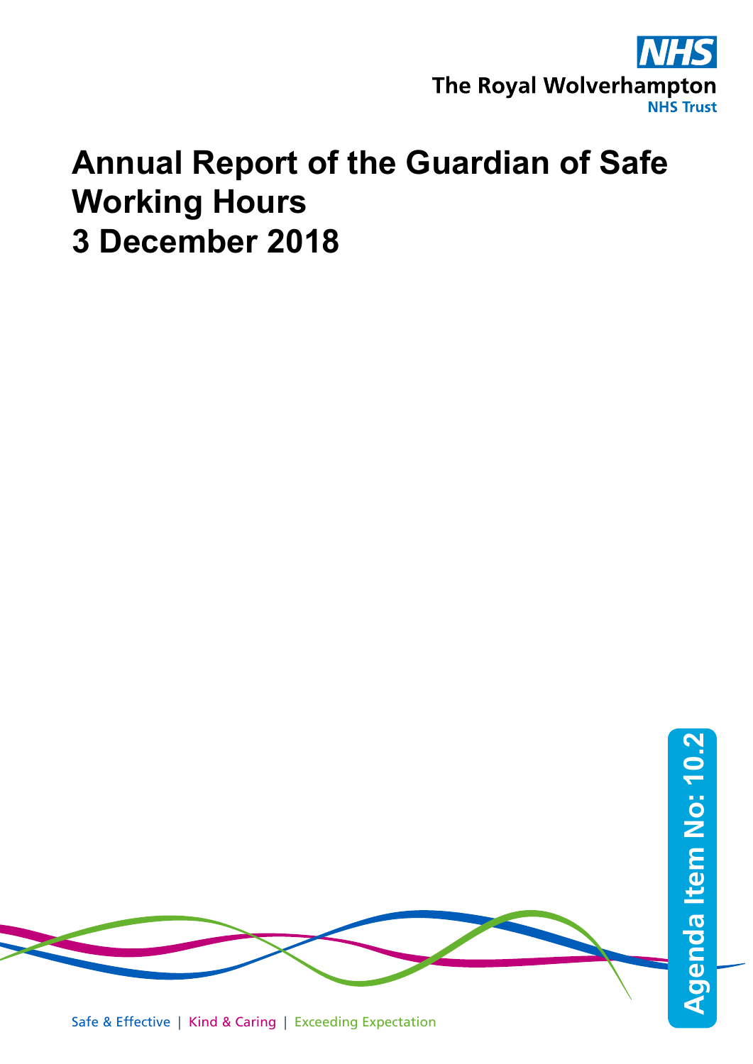The Royal Wolverhampton NHS Trust

# Annual Report of the Guardian of Safe Working Hours
# 3 December 2018

Agenda Item No: 10.2

Safe & Effective | Kind & Caring | Exceeding Expectation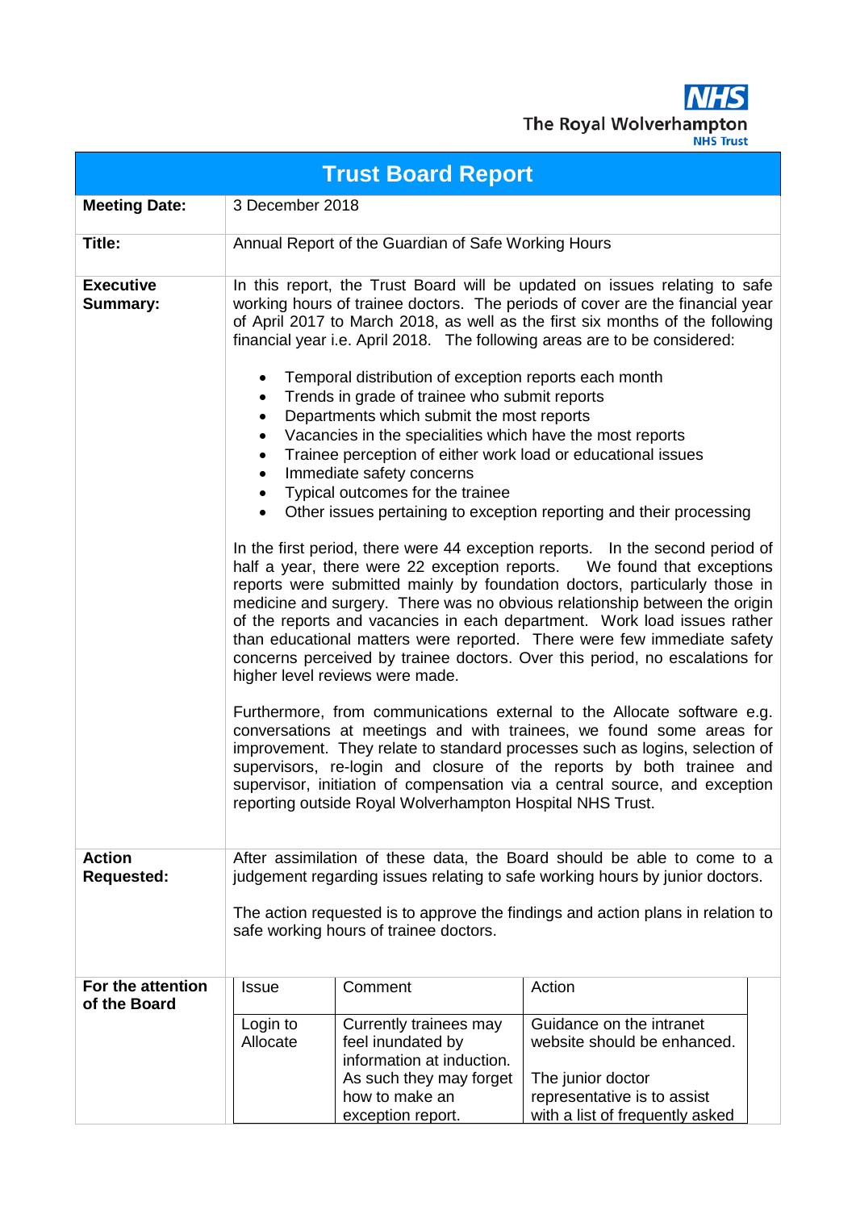The Royal Wolverhampton NHS Trust

# Trust Board Report

| | |
|---|---|
| **Meeting Date:** | 3 December 2018 |
| **Title:** | Annual Report of the Guardian of Safe Working Hours |
| **Executive Summary:** | In this report, the Trust Board will be updated on issues relating to safe working hours of trainee doctors. The periods of cover are the financial year of April 2017 to March 2018, as well as the first six months of the following financial year i.e. April 2018. The following areas are to be considered:<br><br>• Temporal distribution of exception reports each month<br>• Trends in grade of trainee who submit reports<br>• Departments which submit the most reports<br>• Vacancies in the specialities which have the most reports<br>• Trainee perception of either work load or educational issues<br>• Immediate safety concerns<br>• Typical outcomes for the trainee<br>• Other issues pertaining to exception reporting and their processing<br><br>In the first period, there were 44 exception reports. In the second period of half a year, there were 22 exception reports. We found that exceptions reports were submitted mainly by foundation doctors, particularly those in medicine and surgery. There was no obvious relationship between the origin of the reports and vacancies in each department. Work load issues rather than educational matters were reported. There were few immediate safety concerns perceived by trainee doctors. Over this period, no escalations for higher level reviews were made.<br><br>Furthermore, from communications external to the Allocate software e.g. conversations at meetings and with trainees, we found some areas for improvement. They relate to standard processes such as logins, selection of supervisors, re-login and closure of the reports by both trainee and supervisor, initiation of compensation via a central source, and exception reporting outside Royal Wolverhampton Hospital NHS Trust. |
| **Action Requested:** | After assimilation of these data, the Board should be able to come to a judgement regarding issues relating to safe working hours by junior doctors.<br><br>The action requested is to approve the findings and action plans in relation to safe working hours of trainee doctors. |

**For the attention of the Board**

| Issue | Comment | Action |
|---|---|---|
| Login to Allocate | Currently trainees may feel inundated by information at induction. As such they may forget how to make an exception report. | Guidance on the intranet website should be enhanced.<br><br>The junior doctor representative is to assist with a list of frequently asked |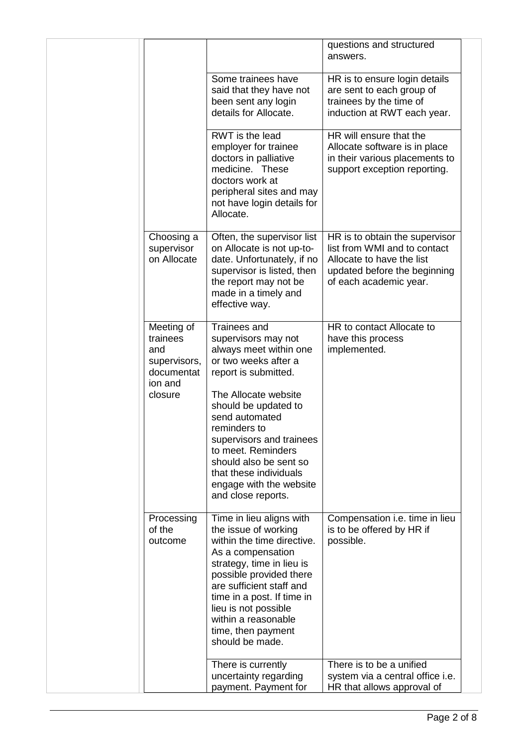| | | | |
|---|---|---|---|
| | | | questions and structured answers. |
| | | Some trainees have said that they have not been sent any login details for Allocate. | HR is to ensure login details are sent to each group of trainees by the time of induction at RWT each year. |
| | | RWT is the lead employer for trainee doctors in palliative medicine. These doctors work at peripheral sites and may not have login details for Allocate. | HR will ensure that the Allocate software is in place in their various placements to support exception reporting. |
| | Choosing a supervisor on Allocate | Often, the supervisor list on Allocate is not up-to-date. Unfortunately, if no supervisor is listed, then the report may not be made in a timely and effective way. | HR is to obtain the supervisor list from WMI and to contact Allocate to have the list updated before the beginning of each academic year. |
| | Meeting of trainees and supervisors, documentation and closure | Trainees and supervisors may not always meet within one or two weeks after a report is submitted.<br><br>The Allocate website should be updated to send automated reminders to supervisors and trainees to meet. Reminders should also be sent so that these individuals engage with the website and close reports. | HR to contact Allocate to have this process implemented. |
| | Processing of the outcome | Time in lieu aligns with the issue of working within the time directive. As a compensation strategy, time in lieu is possible provided there are sufficient staff and time in a post. If time in lieu is not possible within a reasonable time, then payment should be made. | Compensation i.e. time in lieu is to be offered by HR if possible. |
| | | There is currently uncertainty regarding payment. Payment for | There is to be a unified system via a central office i.e. HR that allows approval of |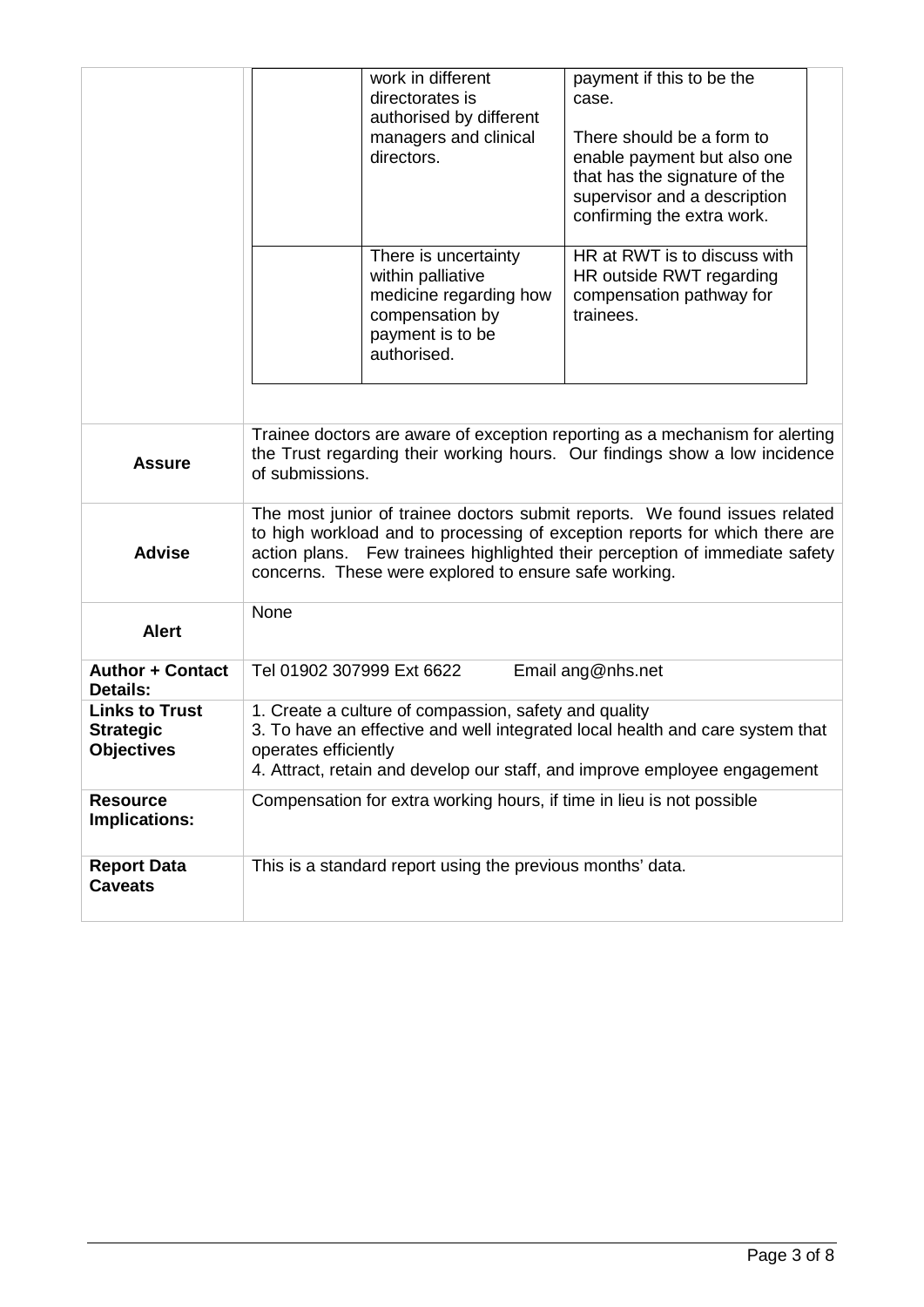| | | | |
|---|---|---|---|
| | | work in different directorates is authorised by different managers and clinical directors. | payment if this to be the case.<br><br>There should be a form to enable payment but also one that has the signature of the supervisor and a description confirming the extra work. |
| | | There is uncertainty within palliative medicine regarding how compensation by payment is to be authorised. | HR at RWT is to discuss with HR outside RWT regarding compensation pathway for trainees. |

| | |
|---|---|
| **Assure** | Trainee doctors are aware of exception reporting as a mechanism for alerting the Trust regarding their working hours. Our findings show a low incidence of submissions. |
| **Advise** | The most junior of trainee doctors submit reports. We found issues related to high workload and to processing of exception reports for which there are action plans. Few trainees highlighted their perception of immediate safety concerns. These were explored to ensure safe working. |
| **Alert** | None |
| **Author + Contact Details:** | Tel 01902 307999 Ext 6622 Email ang@nhs.net |
| **Links to Trust Strategic Objectives** | 1. Create a culture of compassion, safety and quality<br>3. To have an effective and well integrated local health and care system that operates efficiently<br>4. Attract, retain and develop our staff, and improve employee engagement |
| **Resource Implications:** | Compensation for extra working hours, if time in lieu is not possible |
| **Report Data Caveats** | This is a standard report using the previous months' data. |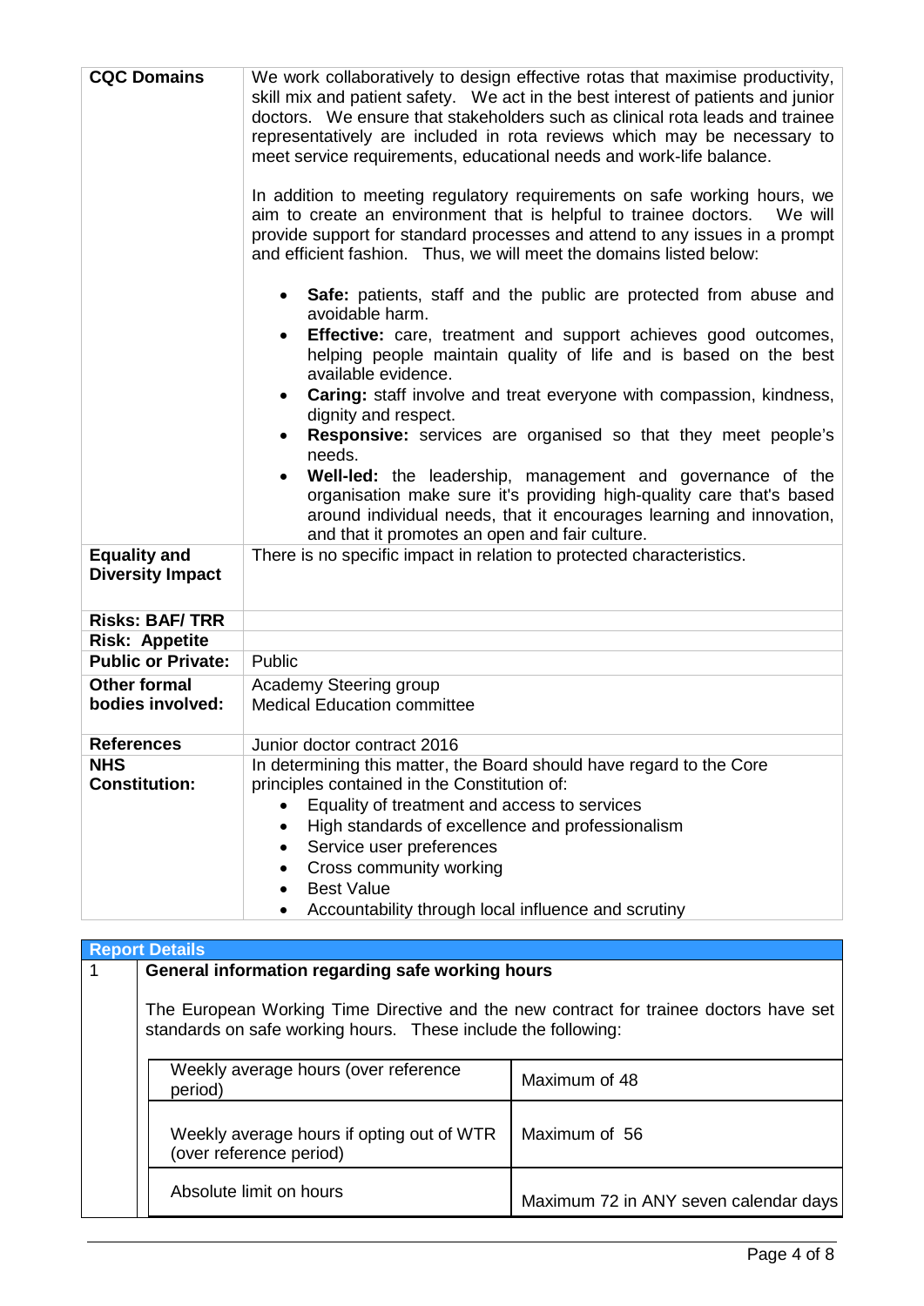| | |
|---|---|
| **CQC Domains** | We work collaboratively to design effective rotas that maximise productivity, skill mix and patient safety. We act in the best interest of patients and junior doctors. We ensure that stakeholders such as clinical rota leads and trainee representatively are included in rota reviews which may be necessary to meet service requirements, educational needs and work-life balance.<br><br>In addition to meeting regulatory requirements on safe working hours, we aim to create an environment that is helpful to trainee doctors. We will provide support for standard processes and attend to any issues in a prompt and efficient fashion. Thus, we will meet the domains listed below:<br><br>• **Safe:** patients, staff and the public are protected from abuse and avoidable harm.<br>• **Effective:** care, treatment and support achieves good outcomes, helping people maintain quality of life and is based on the best available evidence.<br>• **Caring:** staff involve and treat everyone with compassion, kindness, dignity and respect.<br>• **Responsive:** services are organised so that they meet people's needs.<br>• **Well-led:** the leadership, management and governance of the organisation make sure it's providing high-quality care that's based around individual needs, that it encourages learning and innovation, and that it promotes an open and fair culture. |
| **Equality and Diversity Impact** | There is no specific impact in relation to protected characteristics. |
| **Risks: BAF/ TRR** | |
| **Risk: Appetite** | |
| **Public or Private:** | Public |
| **Other formal bodies involved:** | Academy Steering group<br>Medical Education committee |
| **References** | Junior doctor contract 2016 |
| **NHS Constitution:** | In determining this matter, the Board should have regard to the Core principles contained in the Constitution of:<br>• Equality of treatment and access to services<br>• High standards of excellence and professionalism<br>• Service user preferences<br>• Cross community working<br>• Best Value<br>• Accountability through local influence and scrutiny |

## Report Details

**1 General information regarding safe working hours**

The European Working Time Directive and the new contract for trainee doctors have set standards on safe working hours. These include the following:

| | |
|---|---|
| Weekly average hours (over reference period) | Maximum of 48 |
| Weekly average hours if opting out of WTR (over reference period) | Maximum of 56 |
| Absolute limit on hours | Maximum 72 in ANY seven calendar days |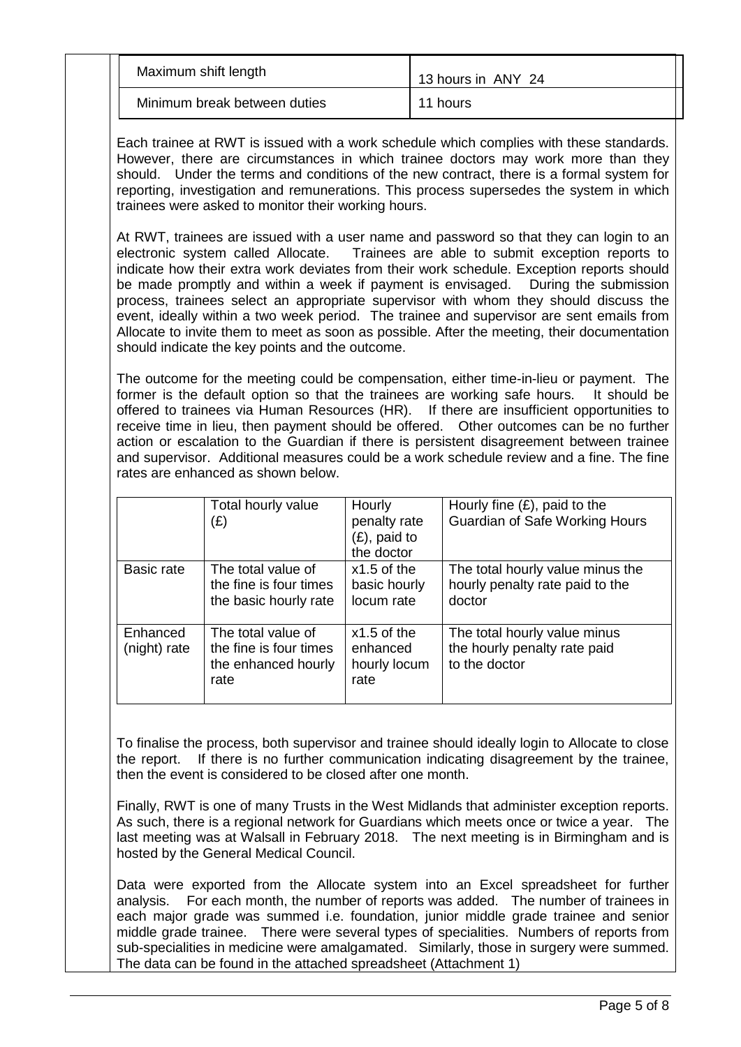| Maximum shift length | 13 hours in ANY 24 |
| --- | --- |
| Minimum break between duties | 11 hours |

Each trainee at RWT is issued with a work schedule which complies with these standards. However, there are circumstances in which trainee doctors may work more than they should. Under the terms and conditions of the new contract, there is a formal system for reporting, investigation and remunerations. This process supersedes the system in which trainees were asked to monitor their working hours.

At RWT, trainees are issued with a user name and password so that they can login to an electronic system called Allocate. Trainees are able to submit exception reports to indicate how their extra work deviates from their work schedule. Exception reports should be made promptly and within a week if payment is envisaged. During the submission process, trainees select an appropriate supervisor with whom they should discuss the event, ideally within a two week period. The trainee and supervisor are sent emails from Allocate to invite them to meet as soon as possible. After the meeting, their documentation should indicate the key points and the outcome.

The outcome for the meeting could be compensation, either time-in-lieu or payment. The former is the default option so that the trainees are working safe hours. It should be offered to trainees via Human Resources (HR). If there are insufficient opportunities to receive time in lieu, then payment should be offered. Other outcomes can be no further action or escalation to the Guardian if there is persistent disagreement between trainee and supervisor. Additional measures could be a work schedule review and a fine. The fine rates are enhanced as shown below.

| | Total hourly value (£) | Hourly penalty rate (£), paid to the doctor | Hourly fine (£), paid to the Guardian of Safe Working Hours |
| --- | --- | --- | --- |
| Basic rate | The total value of the fine is four times the basic hourly rate | x1.5 of the basic hourly locum rate | The total hourly value minus the hourly penalty rate paid to the doctor |
| Enhanced (night) rate | The total value of the fine is four times the enhanced hourly rate | x1.5 of the enhanced hourly locum rate | The total hourly value minus the hourly penalty rate paid to the doctor |

To finalise the process, both supervisor and trainee should ideally login to Allocate to close the report. If there is no further communication indicating disagreement by the trainee, then the event is considered to be closed after one month.

Finally, RWT is one of many Trusts in the West Midlands that administer exception reports. As such, there is a regional network for Guardians which meets once or twice a year. The last meeting was at Walsall in February 2018. The next meeting is in Birmingham and is hosted by the General Medical Council.

Data were exported from the Allocate system into an Excel spreadsheet for further analysis. For each month, the number of reports was added. The number of trainees in each major grade was summed i.e. foundation, junior middle grade trainee and senior middle grade trainee. There were several types of specialities. Numbers of reports from sub-specialities in medicine were amalgamated. Similarly, those in surgery were summed. The data can be found in the attached spreadsheet (Attachment 1)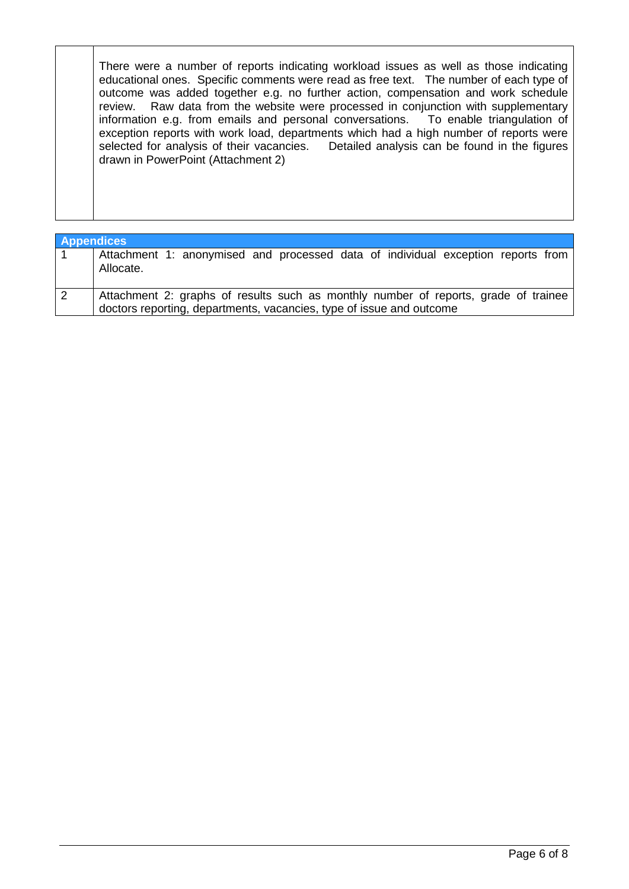| | |
|---|---|
| | There were a number of reports indicating workload issues as well as those indicating educational ones. Specific comments were read as free text. The number of each type of outcome was added together e.g. no further action, compensation and work schedule review. Raw data from the website were processed in conjunction with supplementary information e.g. from emails and personal conversations. To enable triangulation of exception reports with work load, departments which had a high number of reports were selected for analysis of their vacancies. Detailed analysis can be found in the figures drawn in PowerPoint (Attachment 2) |

| Appendices | |
|---|---|
| 1 | Attachment 1: anonymised and processed data of individual exception reports from Allocate. |
| 2 | Attachment 2: graphs of results such as monthly number of reports, grade of trainee doctors reporting, departments, vacancies, type of issue and outcome |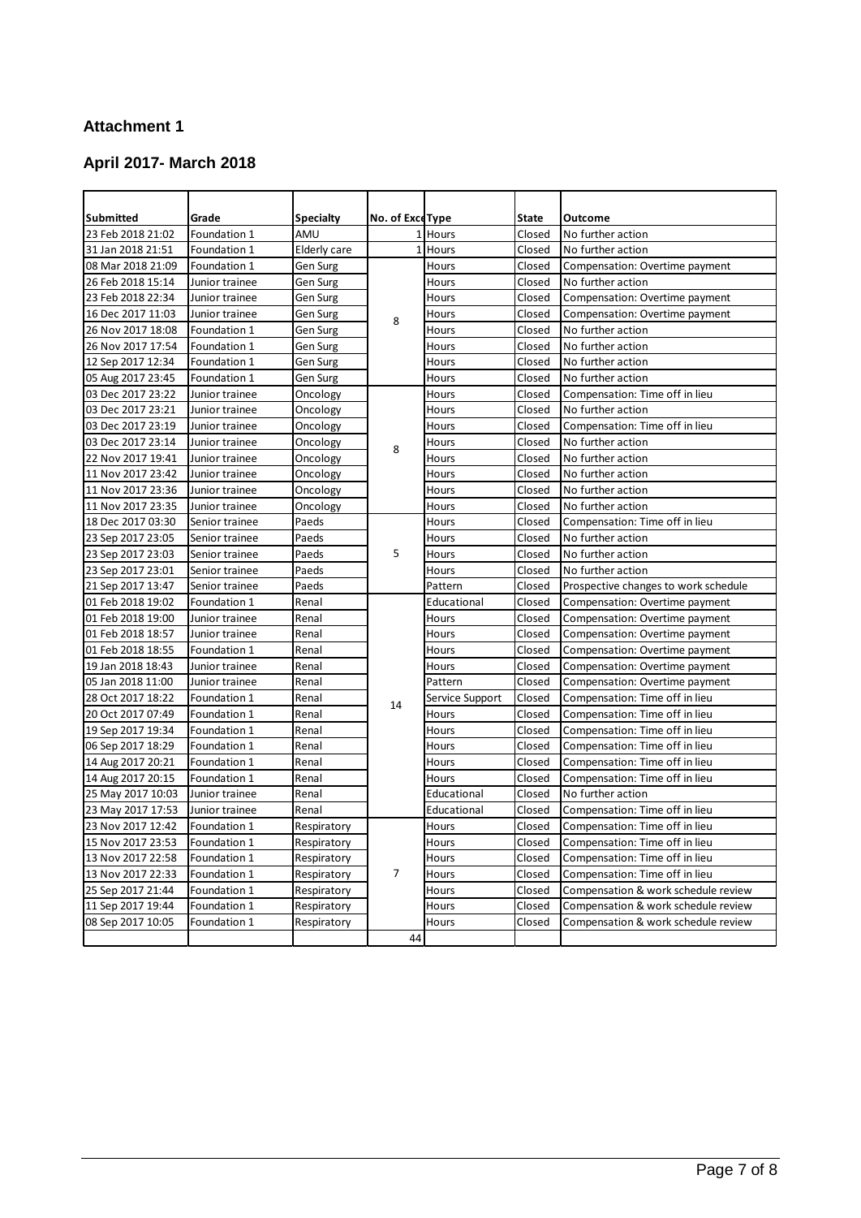# Attachment 1

## April 2017- March 2018

| Submitted | Grade | Specialty | No. of Exce | Type | State | Outcome |
|---|---|---|---|---|---|---|
| 23 Feb 2018 21:02 | Foundation 1 | AMU | 1 | Hours | Closed | No further action |
| 31 Jan 2018 21:51 | Foundation 1 | Elderly care | 1 | Hours | Closed | No further action |
| 08 Mar 2018 21:09 | Foundation 1 | Gen Surg | 8 | Hours | Closed | Compensation: Overtime payment |
| 26 Feb 2018 15:14 | Junior trainee | Gen Surg | | Hours | Closed | No further action |
| 23 Feb 2018 22:34 | Junior trainee | Gen Surg | | Hours | Closed | Compensation: Overtime payment |
| 16 Dec 2017 11:03 | Junior trainee | Gen Surg | | Hours | Closed | Compensation: Overtime payment |
| 26 Nov 2017 18:08 | Foundation 1 | Gen Surg | | Hours | Closed | No further action |
| 26 Nov 2017 17:54 | Foundation 1 | Gen Surg | | Hours | Closed | No further action |
| 12 Sep 2017 12:34 | Foundation 1 | Gen Surg | | Hours | Closed | No further action |
| 05 Aug 2017 23:45 | Foundation 1 | Gen Surg | | Hours | Closed | No further action |
| 03 Dec 2017 23:22 | Junior trainee | Oncology | 8 | Hours | Closed | Compensation: Time off in lieu |
| 03 Dec 2017 23:21 | Junior trainee | Oncology | | Hours | Closed | No further action |
| 03 Dec 2017 23:19 | Junior trainee | Oncology | | Hours | Closed | Compensation: Time off in lieu |
| 03 Dec 2017 23:14 | Junior trainee | Oncology | | Hours | Closed | No further action |
| 22 Nov 2017 19:41 | Junior trainee | Oncology | | Hours | Closed | No further action |
| 11 Nov 2017 23:42 | Junior trainee | Oncology | | Hours | Closed | No further action |
| 11 Nov 2017 23:36 | Junior trainee | Oncology | | Hours | Closed | No further action |
| 11 Nov 2017 23:35 | Junior trainee | Oncology | | Hours | Closed | No further action |
| 18 Dec 2017 03:30 | Senior trainee | Paeds | 5 | Hours | Closed | Compensation: Time off in lieu |
| 23 Sep 2017 23:05 | Senior trainee | Paeds | | Hours | Closed | No further action |
| 23 Sep 2017 23:03 | Senior trainee | Paeds | | Hours | Closed | No further action |
| 23 Sep 2017 23:01 | Senior trainee | Paeds | | Hours | Closed | No further action |
| 21 Sep 2017 13:47 | Senior trainee | Paeds | | Pattern | Closed | Prospective changes to work schedule |
| 01 Feb 2018 19:02 | Foundation 1 | Renal | 14 | Educational | Closed | Compensation: Overtime payment |
| 01 Feb 2018 19:00 | Junior trainee | Renal | | Hours | Closed | Compensation: Overtime payment |
| 01 Feb 2018 18:57 | Junior trainee | Renal | | Hours | Closed | Compensation: Overtime payment |
| 01 Feb 2018 18:55 | Foundation 1 | Renal | | Hours | Closed | Compensation: Overtime payment |
| 19 Jan 2018 18:43 | Junior trainee | Renal | | Hours | Closed | Compensation: Overtime payment |
| 05 Jan 2018 11:00 | Junior trainee | Renal | | Pattern | Closed | Compensation: Overtime payment |
| 28 Oct 2017 18:22 | Foundation 1 | Renal | | Service Support | Closed | Compensation: Time off in lieu |
| 20 Oct 2017 07:49 | Foundation 1 | Renal | | Hours | Closed | Compensation: Time off in lieu |
| 19 Sep 2017 19:34 | Foundation 1 | Renal | | Hours | Closed | Compensation: Time off in lieu |
| 06 Sep 2017 18:29 | Foundation 1 | Renal | | Hours | Closed | Compensation: Time off in lieu |
| 14 Aug 2017 20:21 | Foundation 1 | Renal | | Hours | Closed | Compensation: Time off in lieu |
| 14 Aug 2017 20:15 | Foundation 1 | Renal | | Hours | Closed | Compensation: Time off in lieu |
| 25 May 2017 10:03 | Junior trainee | Renal | | Educational | Closed | No further action |
| 23 May 2017 17:53 | Junior trainee | Renal | | Educational | Closed | Compensation: Time off in lieu |
| 23 Nov 2017 12:42 | Foundation 1 | Respiratory | 7 | Hours | Closed | Compensation: Time off in lieu |
| 15 Nov 2017 23:53 | Foundation 1 | Respiratory | | Hours | Closed | Compensation: Time off in lieu |
| 13 Nov 2017 22:58 | Foundation 1 | Respiratory | | Hours | Closed | Compensation: Time off in lieu |
| 13 Nov 2017 22:33 | Foundation 1 | Respiratory | | Hours | Closed | Compensation: Time off in lieu |
| 25 Sep 2017 21:44 | Foundation 1 | Respiratory | | Hours | Closed | Compensation & work schedule review |
| 11 Sep 2017 19:44 | Foundation 1 | Respiratory | | Hours | Closed | Compensation & work schedule review |
| 08 Sep 2017 10:05 | Foundation 1 | Respiratory | | Hours | Closed | Compensation & work schedule review |
| | | | 44 | | | |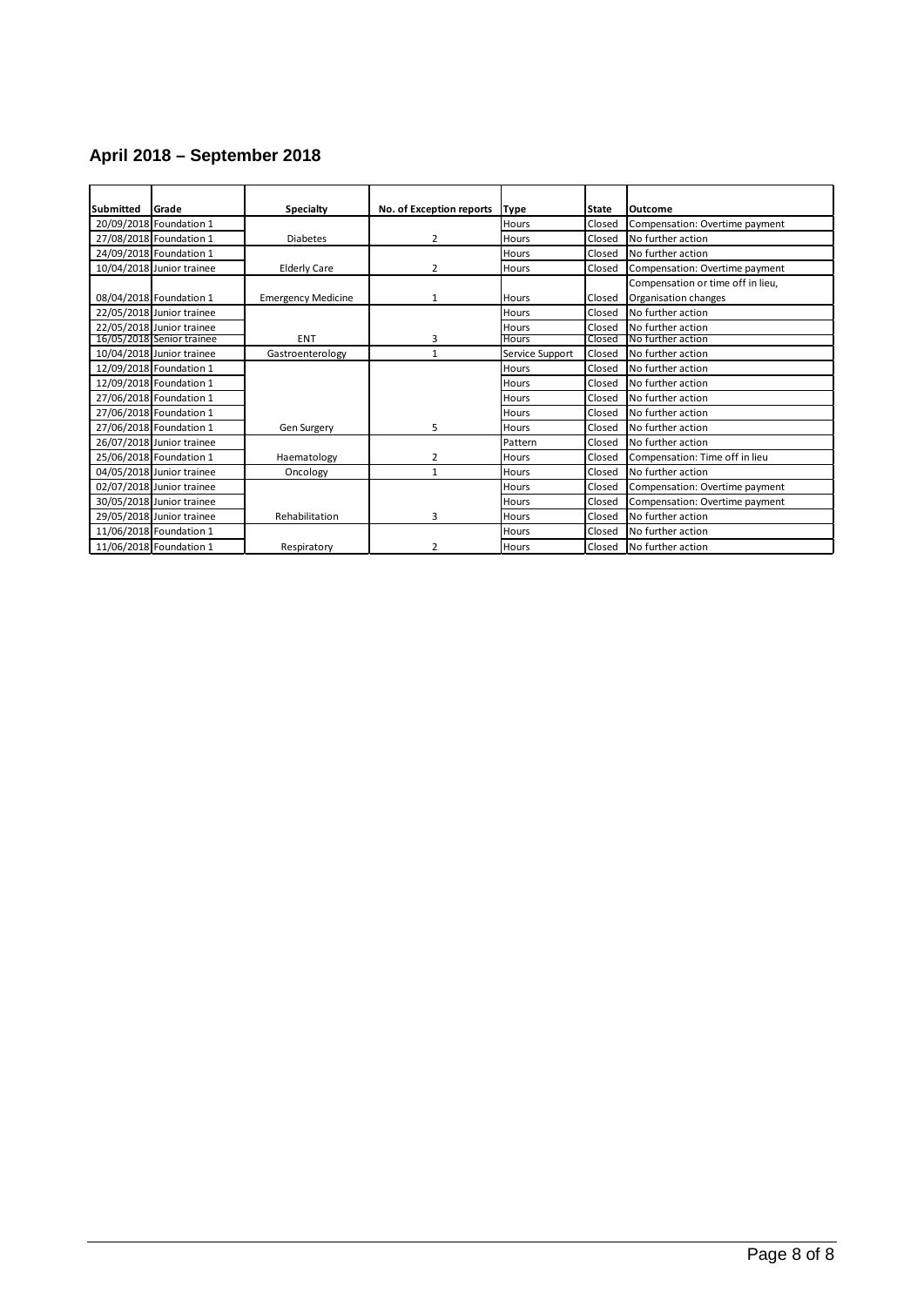## April 2018 – September 2018

| Submitted | Grade | Specialty | No. of Exception reports | Type | State | Outcome |
|---|---|---|---|---|---|---|
| 20/09/2018 | Foundation 1 | | | Hours | Closed | Compensation: Overtime payment |
| 27/08/2018 | Foundation 1 | Diabetes | 2 | Hours | Closed | No further action |
| 24/09/2018 | Foundation 1 | | | Hours | Closed | No further action |
| 10/04/2018 | Junior trainee | Elderly Care | 2 | Hours | Closed | Compensation: Overtime payment |
| 08/04/2018 | Foundation 1 | Emergency Medicine | 1 | Hours | Closed | Compensation or time off in lieu, Organisation changes |
| 22/05/2018 | Junior trainee | | | Hours | Closed | No further action |
| 22/05/2018 | Junior trainee | | | Hours | Closed | No further action |
| 16/05/2018 | Senior trainee | ENT | 3 | Hours | Closed | No further action |
| 10/04/2018 | Junior trainee | Gastroenterology | 1 | Service Support | Closed | No further action |
| 12/09/2018 | Foundation 1 | | | Hours | Closed | No further action |
| 12/09/2018 | Foundation 1 | | | Hours | Closed | No further action |
| 27/06/2018 | Foundation 1 | | | Hours | Closed | No further action |
| 27/06/2018 | Foundation 1 | | | Hours | Closed | No further action |
| 27/06/2018 | Foundation 1 | Gen Surgery | 5 | Hours | Closed | No further action |
| 26/07/2018 | Junior trainee | | | Pattern | Closed | No further action |
| 25/06/2018 | Foundation 1 | Haematology | 2 | Hours | Closed | Compensation: Time off in lieu |
| 04/05/2018 | Junior trainee | Oncology | 1 | Hours | Closed | No further action |
| 02/07/2018 | Junior trainee | | | Hours | Closed | Compensation: Overtime payment |
| 30/05/2018 | Junior trainee | | | Hours | Closed | Compensation: Overtime payment |
| 29/05/2018 | Junior trainee | Rehabilitation | 3 | Hours | Closed | No further action |
| 11/06/2018 | Foundation 1 | | | Hours | Closed | No further action |
| 11/06/2018 | Foundation 1 | Respiratory | 2 | Hours | Closed | No further action |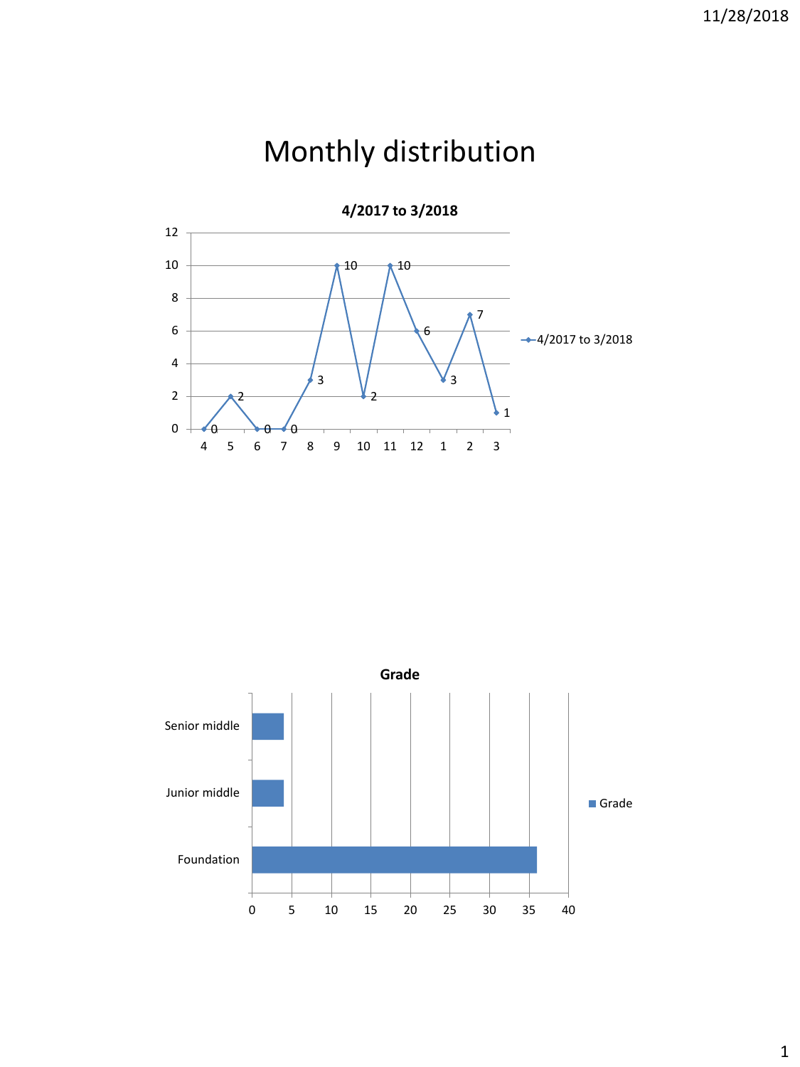# Monthly distribution

**4/2017 to 3/2018**

| Month | 4/2017 to 3/2018 |
|---|---|
| 4 | 0 |
| 5 | 2 |
| 6 | 0 |
| 7 | 0 |
| 8 | 3 |
| 9 | 10 |
| 10 | 2 |
| 11 | 10 |
| 12 | 6 |
| 1 | 3 |
| 2 | 7 |
| 3 | 1 |

**Grade**

| Grade | Value |
|---|---|
| Senior middle | 4 |
| Junior middle | 4 |
| Foundation | 36 |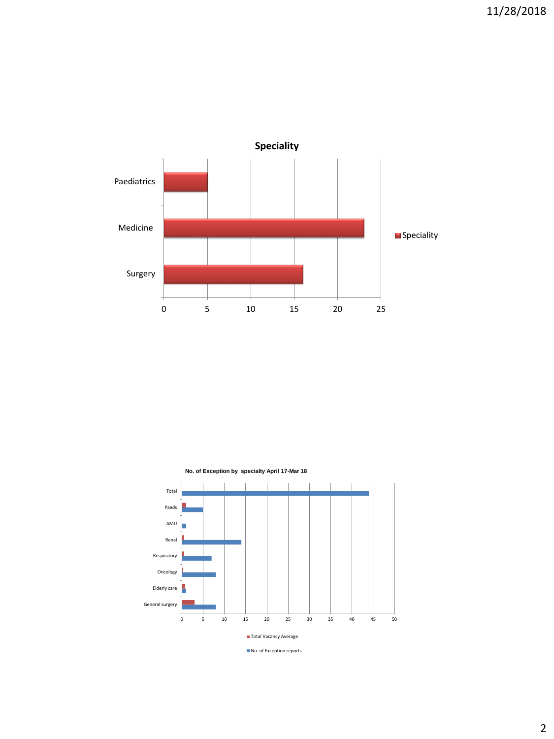**Speciality**

| Speciality | Value |
| --- | --- |
| Paediatrics | 5 |
| Medicine | 23 |
| Surgery | 16 |

**No. of Exception by specialty April 17-Mar 18**

| Specialty | Total Vacancy Average | No. of Exception reports |
| --- | --- | --- |
| Total | | 44 |
| Paeds | 1 | 5 |
| AMU | | 1 |
| Renal | 0.5 | 14 |
| Respiratory | 0.5 | 7 |
| Oncology | 0.2 | 8 |
| Elderly care | 0.8 | 1 |
| General surgery | 3 | 8 |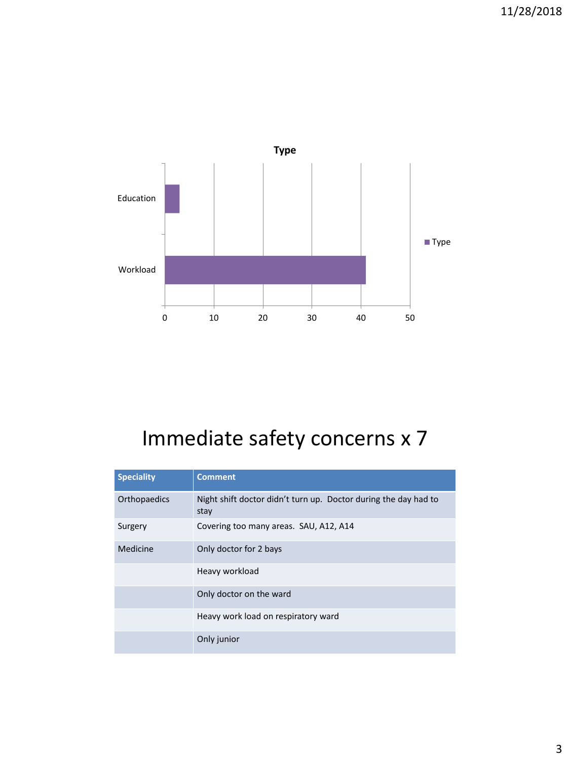**Type**

| Type | Value |
|---|---|
| Education | 3 |
| Workload | 41 |

# Immediate safety concerns x 7

| Speciality | Comment |
|---|---|
| Orthopaedics | Night shift doctor didn't turn up. Doctor during the day had to stay |
| Surgery | Covering too many areas. SAU, A12, A14 |
| Medicine | Only doctor for 2 bays |
| | Heavy workload |
| | Only doctor on the ward |
| | Heavy work load on respiratory ward |
| | Only junior |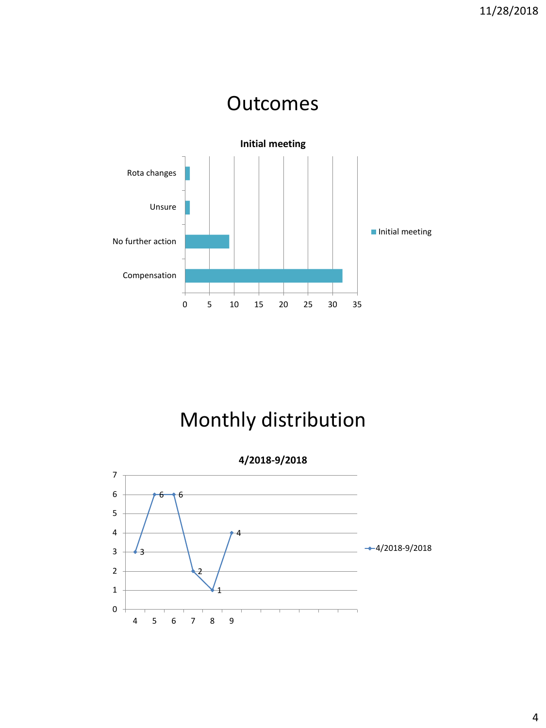# Outcomes

**Initial meeting**

| Outcome | Initial meeting |
|---|---|
| Rota changes | 1 |
| Unsure | 1 |
| No further action | 9 |
| Compensation | 32 |

# Monthly distribution

**4/2018-9/2018**

| Month | 4/2018-9/2018 |
|---|---|
| 4 | 3 |
| 5 | 6 |
| 6 | 6 |
| 7 | 2 |
| 8 | 1 |
| 9 | 4 |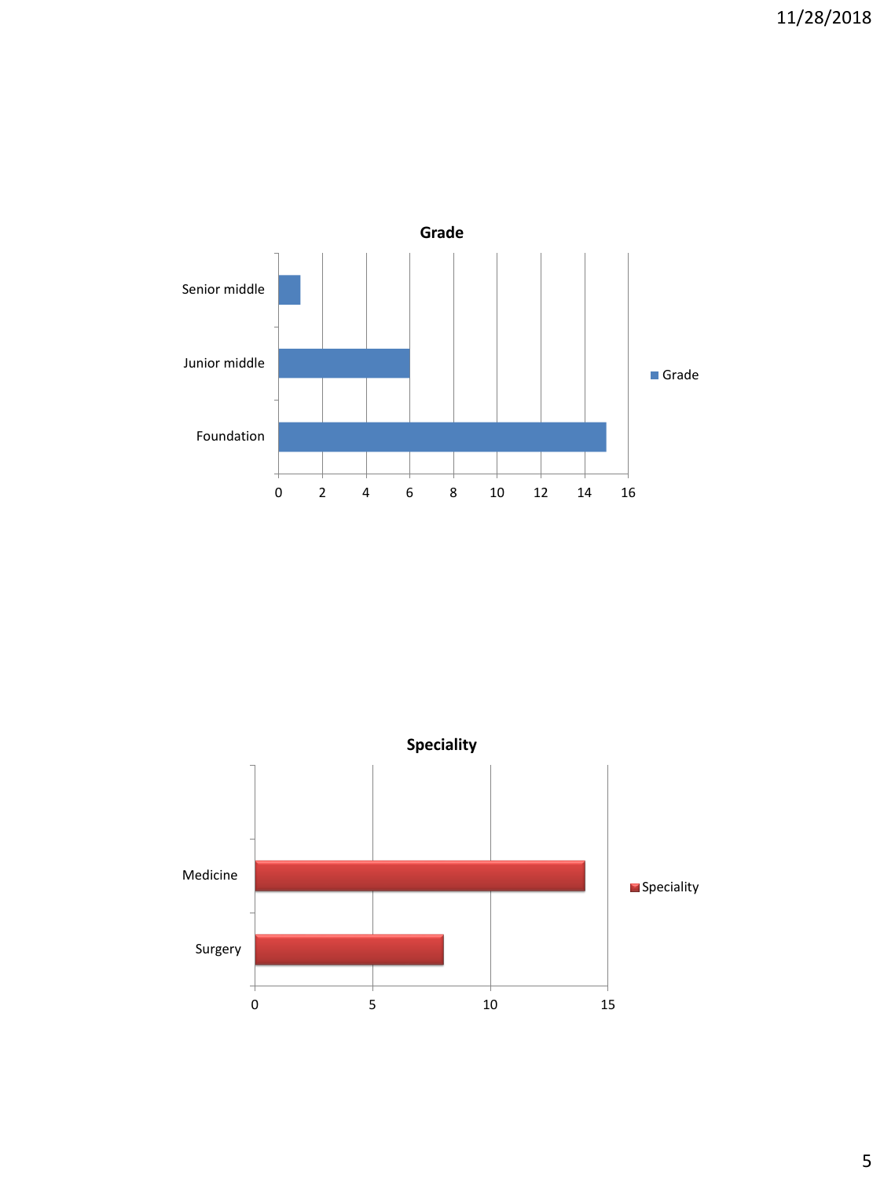**Grade**

| Grade | Value |
| --- | --- |
| Senior middle | 1 |
| Junior middle | 6 |
| Foundation | 15 |

**Speciality**

| Speciality | Value |
| --- | --- |
| Medicine | 14 |
| Surgery | 8 |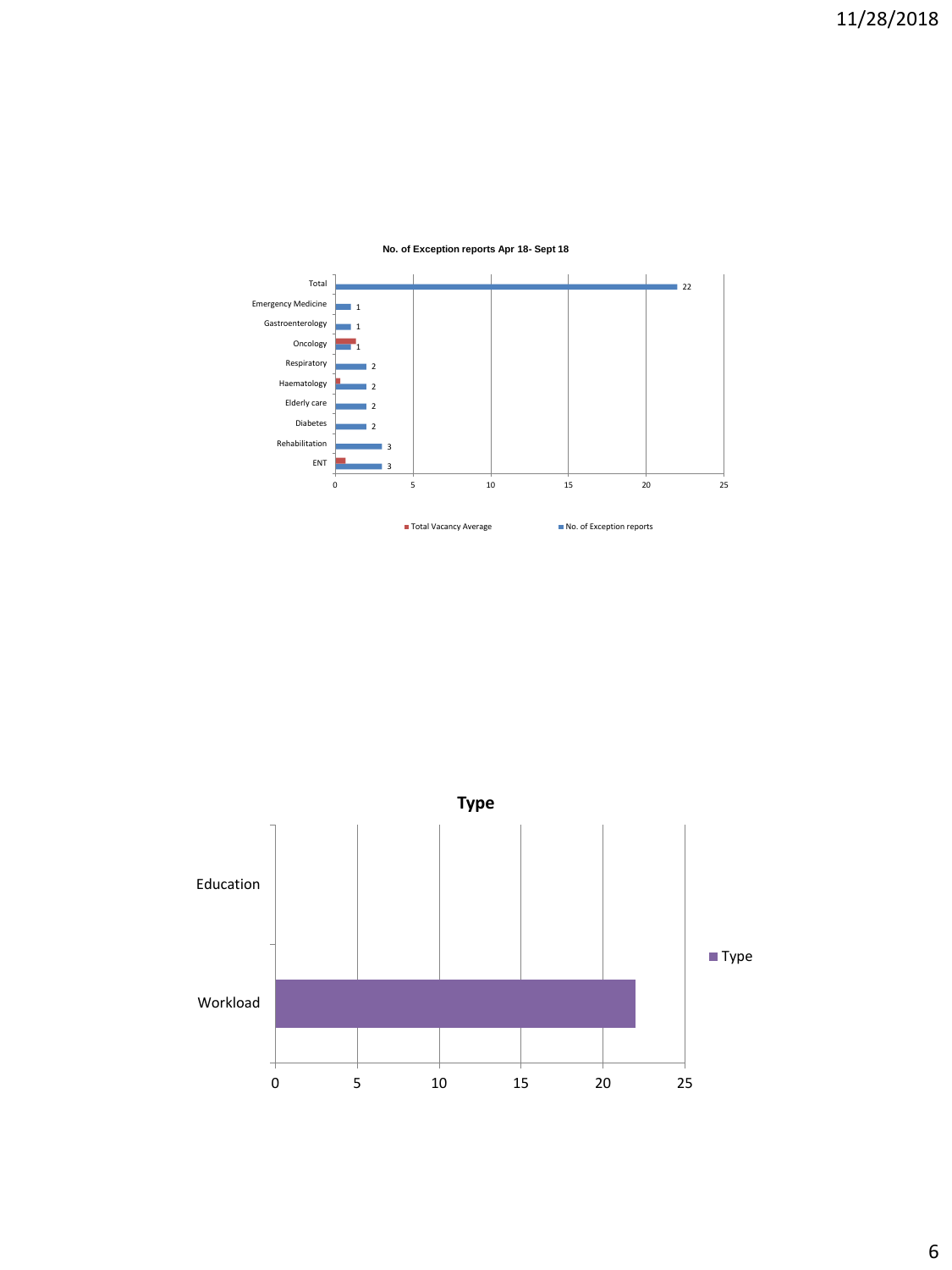**No. of Exception reports Apr 18- Sept 18**

| Specialty | No. of Exception reports |
| --- | --- |
| Total | 22 |
| Emergency Medicine | 1 |
| Gastroenterology | 1 |
| Oncology | 1 |
| Respiratory | 2 |
| Haematology | 2 |
| Elderly care | 2 |
| Diabetes | 2 |
| Rehabilitation | 3 |
| ENT | 3 |

Legend: Total Vacancy Average; No. of Exception reports

**Type**

| Type | Count |
| --- | --- |
| Education | |
| Workload | 22 |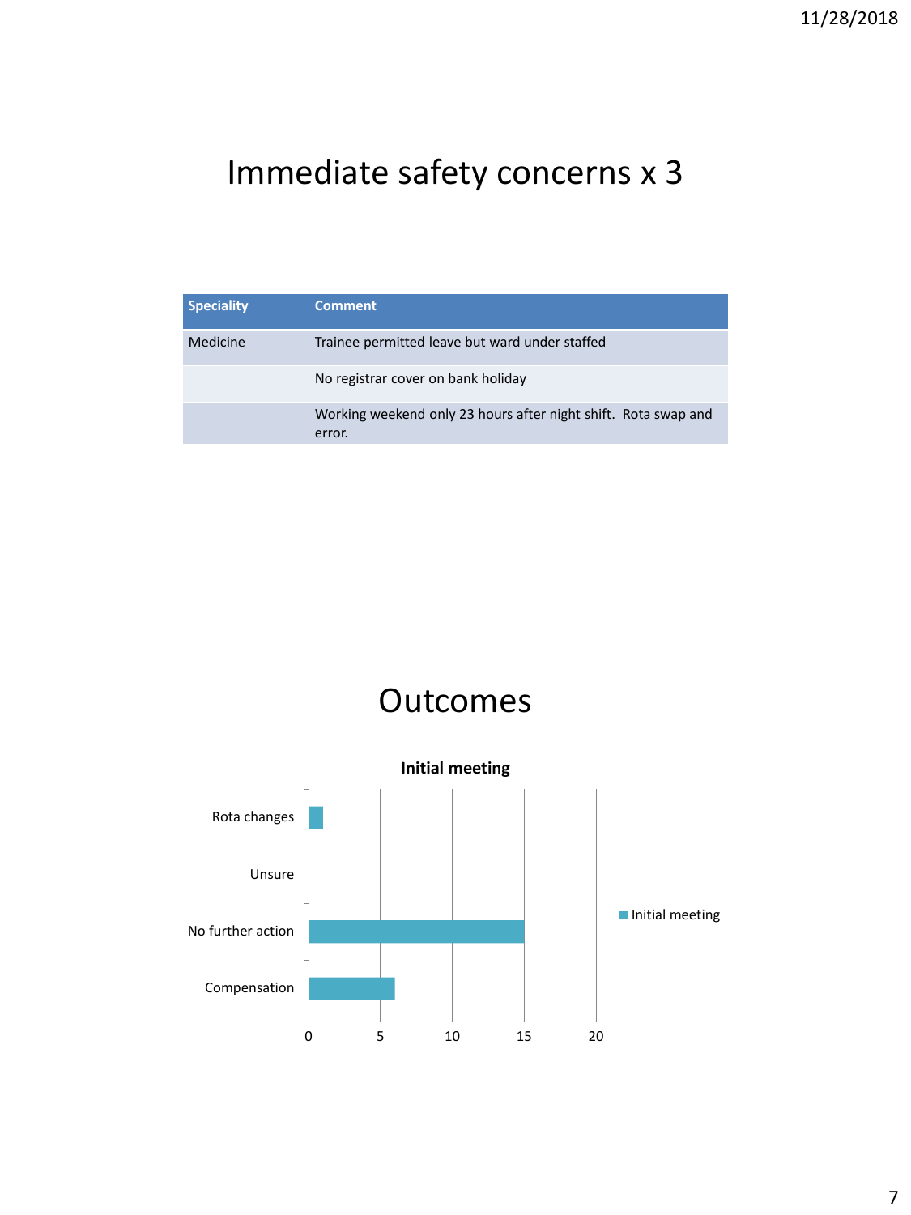# Immediate safety concerns x 3

| Speciality | Comment |
|---|---|
| Medicine | Trainee permitted leave but ward under staffed |
| | No registrar cover on bank holiday |
| | Working weekend only 23 hours after night shift. Rota swap and error. |

# Outcomes

Initial meeting

Rota changes

Unsure

No further action

Compensation

0 5 10 15 20

Initial meeting